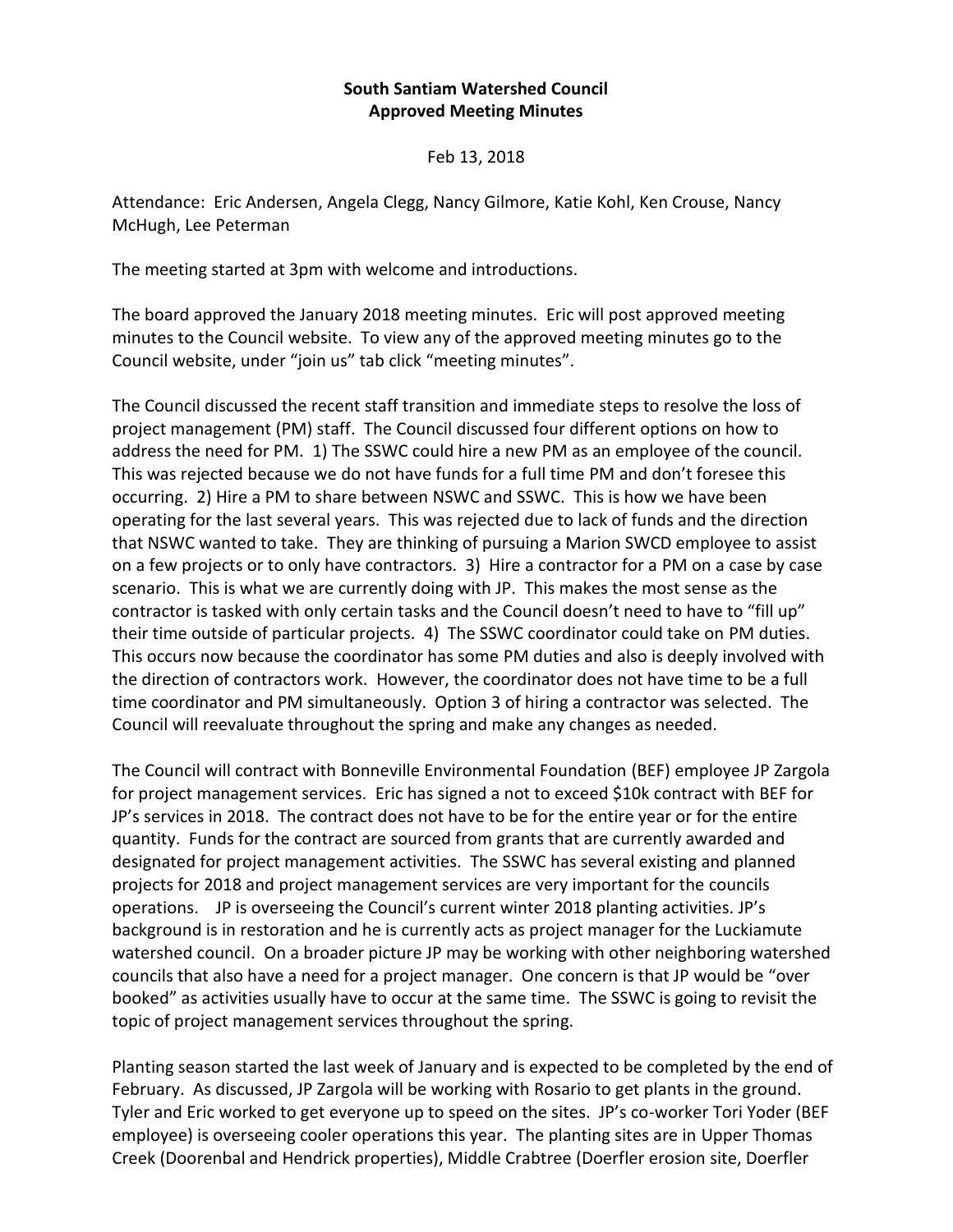**South Santiam Watershed Council**
**Approved Meeting Minutes**

Feb 13, 2018

Attendance: Eric Andersen, Angela Clegg, Nancy Gilmore, Katie Kohl, Ken Crouse, Nancy McHugh, Lee Peterman

The meeting started at 3pm with welcome and introductions.

The board approved the January 2018 meeting minutes. Eric will post approved meeting minutes to the Council website. To view any of the approved meeting minutes go to the Council website, under "join us" tab click "meeting minutes".

The Council discussed the recent staff transition and immediate steps to resolve the loss of project management (PM) staff. The Council discussed four different options on how to address the need for PM. 1) The SSWC could hire a new PM as an employee of the council. This was rejected because we do not have funds for a full time PM and don't foresee this occurring. 2) Hire a PM to share between NSWC and SSWC. This is how we have been operating for the last several years. This was rejected due to lack of funds and the direction that NSWC wanted to take. They are thinking of pursuing a Marion SWCD employee to assist on a few projects or to only have contractors. 3) Hire a contractor for a PM on a case by case scenario. This is what we are currently doing with JP. This makes the most sense as the contractor is tasked with only certain tasks and the Council doesn't need to have to "fill up" their time outside of particular projects. 4) The SSWC coordinator could take on PM duties. This occurs now because the coordinator has some PM duties and also is deeply involved with the direction of contractors work. However, the coordinator does not have time to be a full time coordinator and PM simultaneously. Option 3 of hiring a contractor was selected. The Council will reevaluate throughout the spring and make any changes as needed.

The Council will contract with Bonneville Environmental Foundation (BEF) employee JP Zargola for project management services. Eric has signed a not to exceed $10k contract with BEF for JP's services in 2018. The contract does not have to be for the entire year or for the entire quantity. Funds for the contract are sourced from grants that are currently awarded and designated for project management activities. The SSWC has several existing and planned projects for 2018 and project management services are very important for the councils operations. JP is overseeing the Council's current winter 2018 planting activities. JP's background is in restoration and he is currently acts as project manager for the Luckiamute watershed council. On a broader picture JP may be working with other neighboring watershed councils that also have a need for a project manager. One concern is that JP would be "over booked" as activities usually have to occur at the same time. The SSWC is going to revisit the topic of project management services throughout the spring.

Planting season started the last week of January and is expected to be completed by the end of February. As discussed, JP Zargola will be working with Rosario to get plants in the ground. Tyler and Eric worked to get everyone up to speed on the sites. JP's co-worker Tori Yoder (BEF employee) is overseeing cooler operations this year. The planting sites are in Upper Thomas Creek (Doorenbal and Hendrick properties), Middle Crabtree (Doerfler erosion site, Doerfler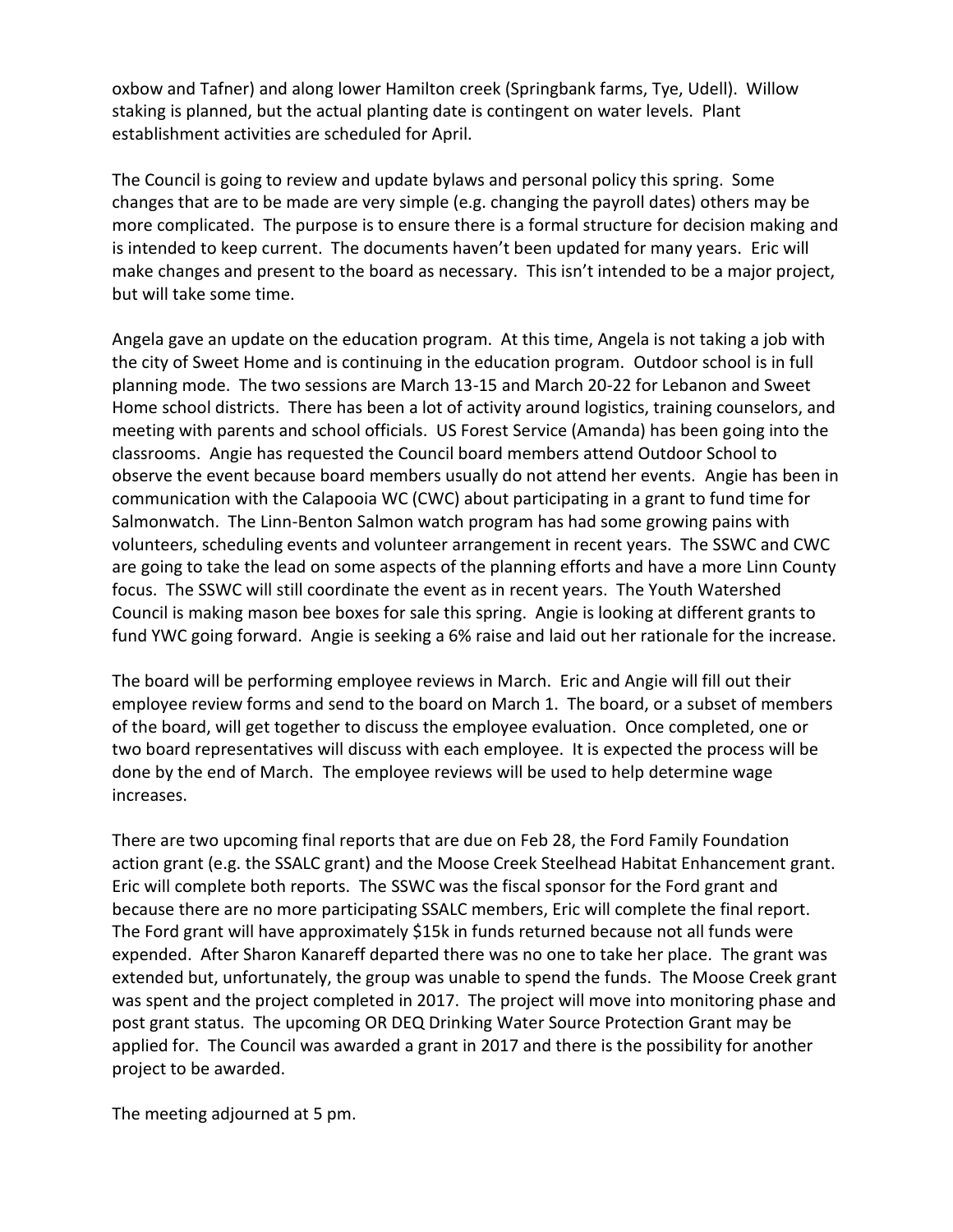oxbow and Tafner) and along lower Hamilton creek (Springbank farms, Tye, Udell). Willow staking is planned, but the actual planting date is contingent on water levels. Plant establishment activities are scheduled for April.

The Council is going to review and update bylaws and personal policy this spring. Some changes that are to be made are very simple (e.g. changing the payroll dates) others may be more complicated. The purpose is to ensure there is a formal structure for decision making and is intended to keep current. The documents haven't been updated for many years. Eric will make changes and present to the board as necessary. This isn't intended to be a major project, but will take some time.

Angela gave an update on the education program. At this time, Angela is not taking a job with the city of Sweet Home and is continuing in the education program. Outdoor school is in full planning mode. The two sessions are March 13-15 and March 20-22 for Lebanon and Sweet Home school districts. There has been a lot of activity around logistics, training counselors, and meeting with parents and school officials. US Forest Service (Amanda) has been going into the classrooms. Angie has requested the Council board members attend Outdoor School to observe the event because board members usually do not attend her events. Angie has been in communication with the Calapooia WC (CWC) about participating in a grant to fund time for Salmonwatch. The Linn-Benton Salmon watch program has had some growing pains with volunteers, scheduling events and volunteer arrangement in recent years. The SSWC and CWC are going to take the lead on some aspects of the planning efforts and have a more Linn County focus. The SSWC will still coordinate the event as in recent years. The Youth Watershed Council is making mason bee boxes for sale this spring. Angie is looking at different grants to fund YWC going forward. Angie is seeking a 6% raise and laid out her rationale for the increase.

The board will be performing employee reviews in March. Eric and Angie will fill out their employee review forms and send to the board on March 1. The board, or a subset of members of the board, will get together to discuss the employee evaluation. Once completed, one or two board representatives will discuss with each employee. It is expected the process will be done by the end of March. The employee reviews will be used to help determine wage increases.

There are two upcoming final reports that are due on Feb 28, the Ford Family Foundation action grant (e.g. the SSALC grant) and the Moose Creek Steelhead Habitat Enhancement grant. Eric will complete both reports. The SSWC was the fiscal sponsor for the Ford grant and because there are no more participating SSALC members, Eric will complete the final report. The Ford grant will have approximately $15k in funds returned because not all funds were expended. After Sharon Kanareff departed there was no one to take her place. The grant was extended but, unfortunately, the group was unable to spend the funds. The Moose Creek grant was spent and the project completed in 2017. The project will move into monitoring phase and post grant status. The upcoming OR DEQ Drinking Water Source Protection Grant may be applied for. The Council was awarded a grant in 2017 and there is the possibility for another project to be awarded.

The meeting adjourned at 5 pm.